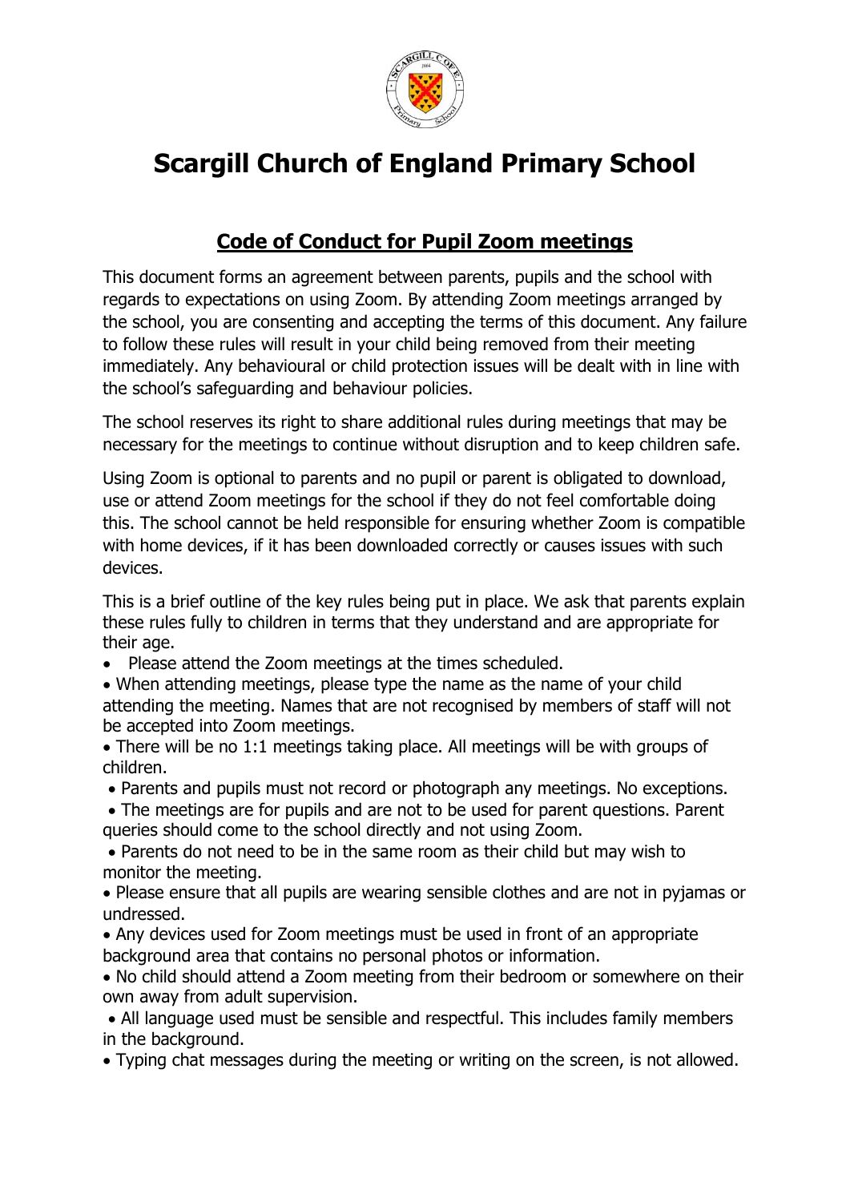# Scargill Church of England Primary School

## Code of Conduct for Pupil Zoom meetings

This document forms an agreement between parents, pupils and the school with regards to expectations on using Zoom. By attending Zoom meetings arranged by the school, you are consenting and accepting the terms of this document. Any failure to follow these rules will result in your child being removed from their meeting immediately. Any behavioural or child protection issues will be dealt with in line with the school's safeguarding and behaviour policies.

The school reserves its right to share additional rules during meetings that may be necessary for the meetings to continue without disruption and to keep children safe.

Using Zoom is optional to parents and no pupil or parent is obligated to download, use or attend Zoom meetings for the school if they do not feel comfortable doing this. The school cannot be held responsible for ensuring whether Zoom is compatible with home devices, if it has been downloaded correctly or causes issues with such devices.

This is a brief outline of the key rules being put in place. We ask that parents explain these rules fully to children in terms that they understand and are appropriate for their age.

- Please attend the Zoom meetings at the times scheduled.
- When attending meetings, please type the name as the name of your child attending the meeting. Names that are not recognised by members of staff will not be accepted into Zoom meetings.
- There will be no 1:1 meetings taking place. All meetings will be with groups of children.
- Parents and pupils must not record or photograph any meetings. No exceptions.
- The meetings are for pupils and are not to be used for parent questions. Parent queries should come to the school directly and not using Zoom.
- Parents do not need to be in the same room as their child but may wish to monitor the meeting.
- Please ensure that all pupils are wearing sensible clothes and are not in pyjamas or undressed.
- Any devices used for Zoom meetings must be used in front of an appropriate background area that contains no personal photos or information.
- No child should attend a Zoom meeting from their bedroom or somewhere on their own away from adult supervision.
- All language used must be sensible and respectful. This includes family members in the background.
- Typing chat messages during the meeting or writing on the screen, is not allowed.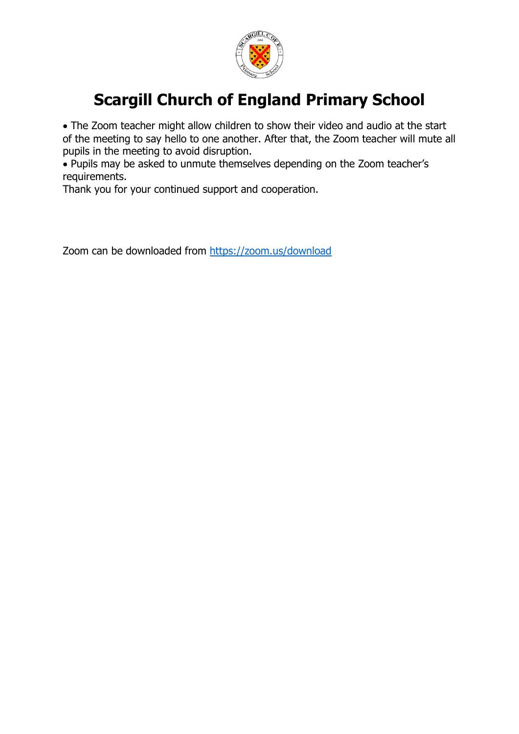# Scargill Church of England Primary School

- The Zoom teacher might allow children to show their video and audio at the start of the meeting to say hello to one another. After that, the Zoom teacher will mute all pupils in the meeting to avoid disruption.
- Pupils may be asked to unmute themselves depending on the Zoom teacher's requirements.

Thank you for your continued support and cooperation.

Zoom can be downloaded from https://zoom.us/download